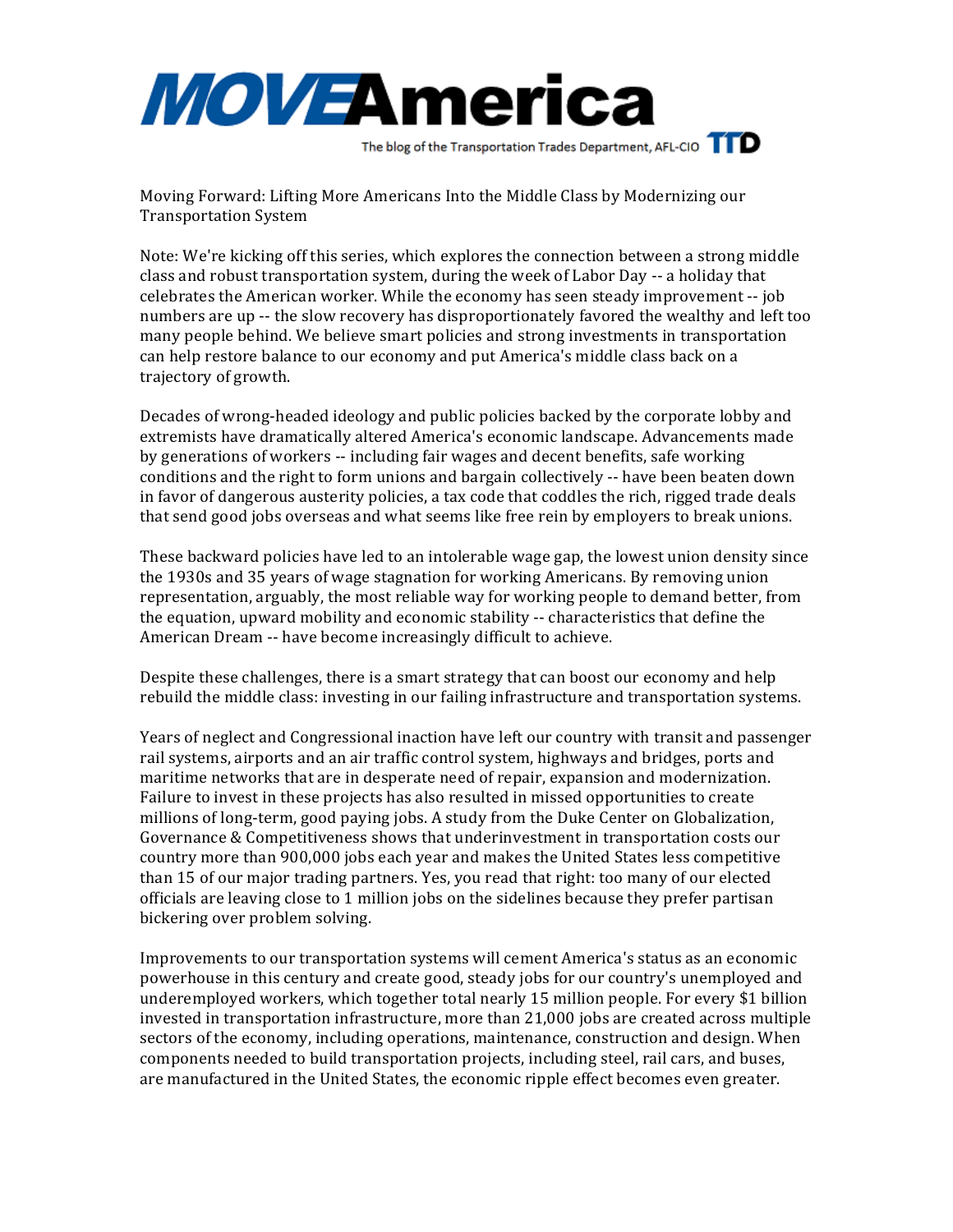# MOVEAmerica

The blog of the Transportation Trades Department, AFL-CIO TTD

## Moving Forward: Lifting More Americans Into the Middle Class by Modernizing our Transportation System

Note: We're kicking off this series, which explores the connection between a strong middle class and robust transportation system, during the week of Labor Day -- a holiday that celebrates the American worker. While the economy has seen steady improvement -- job numbers are up -- the slow recovery has disproportionately favored the wealthy and left too many people behind. We believe smart policies and strong investments in transportation can help restore balance to our economy and put America's middle class back on a trajectory of growth.

Decades of wrong-headed ideology and public policies backed by the corporate lobby and extremists have dramatically altered America's economic landscape. Advancements made by generations of workers -- including fair wages and decent benefits, safe working conditions and the right to form unions and bargain collectively -- have been beaten down in favor of dangerous austerity policies, a tax code that coddles the rich, rigged trade deals that send good jobs overseas and what seems like free rein by employers to break unions.

These backward policies have led to an intolerable wage gap, the lowest union density since the 1930s and 35 years of wage stagnation for working Americans. By removing union representation, arguably, the most reliable way for working people to demand better, from the equation, upward mobility and economic stability -- characteristics that define the American Dream -- have become increasingly difficult to achieve.

Despite these challenges, there is a smart strategy that can boost our economy and help rebuild the middle class: investing in our failing infrastructure and transportation systems.

Years of neglect and Congressional inaction have left our country with transit and passenger rail systems, airports and an air traffic control system, highways and bridges, ports and maritime networks that are in desperate need of repair, expansion and modernization. Failure to invest in these projects has also resulted in missed opportunities to create millions of long-term, good paying jobs. A study from the Duke Center on Globalization, Governance & Competitiveness shows that underinvestment in transportation costs our country more than 900,000 jobs each year and makes the United States less competitive than 15 of our major trading partners. Yes, you read that right: too many of our elected officials are leaving close to 1 million jobs on the sidelines because they prefer partisan bickering over problem solving.

Improvements to our transportation systems will cement America's status as an economic powerhouse in this century and create good, steady jobs for our country's unemployed and underemployed workers, which together total nearly 15 million people. For every $1 billion invested in transportation infrastructure, more than 21,000 jobs are created across multiple sectors of the economy, including operations, maintenance, construction and design. When components needed to build transportation projects, including steel, rail cars, and buses, are manufactured in the United States, the economic ripple effect becomes even greater.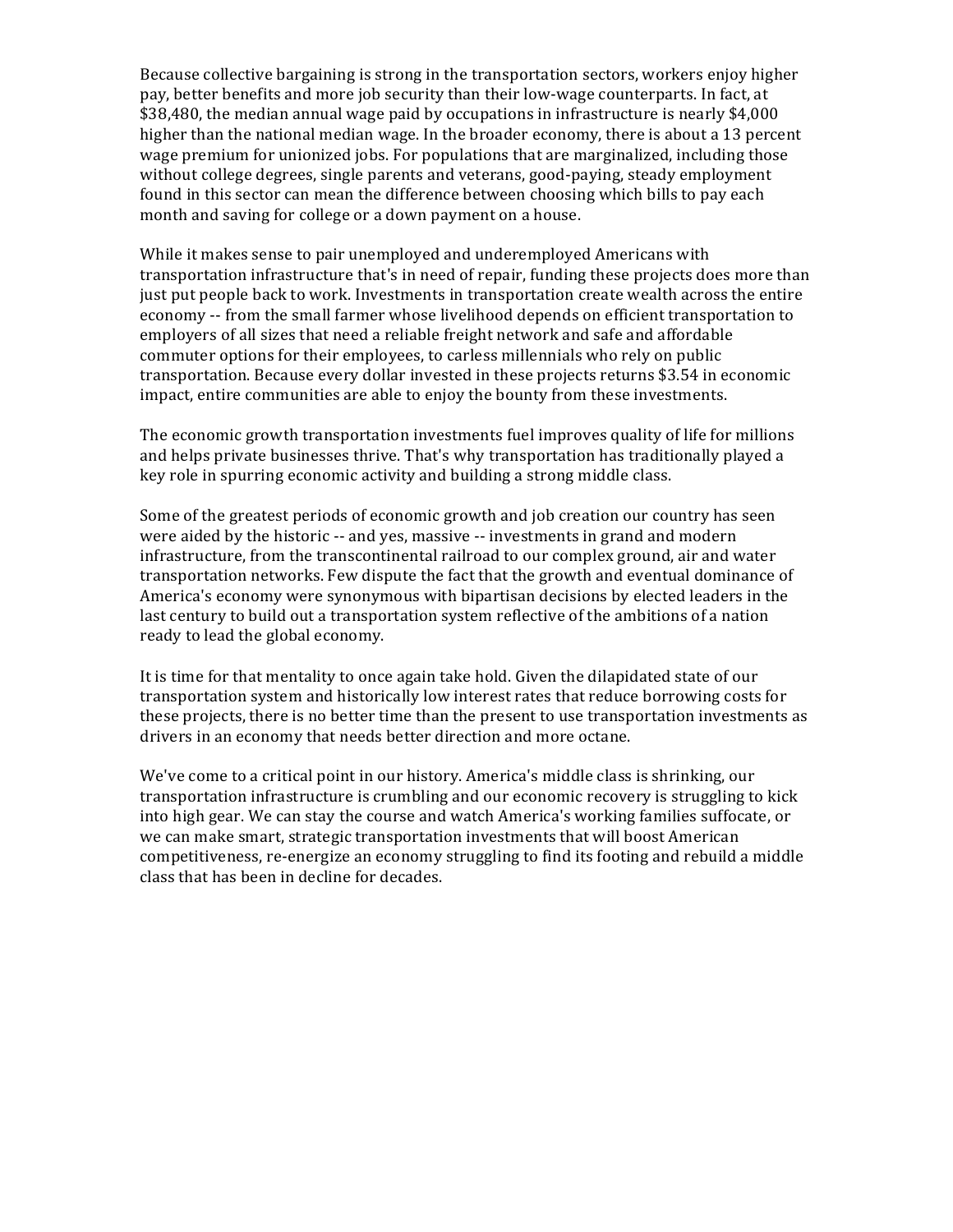Because collective bargaining is strong in the transportation sectors, workers enjoy higher pay, better benefits and more job security than their low-wage counterparts. In fact, at $38,480, the median annual wage paid by occupations in infrastructure is nearly $4,000 higher than the national median wage. In the broader economy, there is about a 13 percent wage premium for unionized jobs. For populations that are marginalized, including those without college degrees, single parents and veterans, good-paying, steady employment found in this sector can mean the difference between choosing which bills to pay each month and saving for college or a down payment on a house.

While it makes sense to pair unemployed and underemployed Americans with transportation infrastructure that's in need of repair, funding these projects does more than just put people back to work. Investments in transportation create wealth across the entire economy -- from the small farmer whose livelihood depends on efficient transportation to employers of all sizes that need a reliable freight network and safe and affordable commuter options for their employees, to carless millennials who rely on public transportation. Because every dollar invested in these projects returns $3.54 in economic impact, entire communities are able to enjoy the bounty from these investments.

The economic growth transportation investments fuel improves quality of life for millions and helps private businesses thrive. That's why transportation has traditionally played a key role in spurring economic activity and building a strong middle class.

Some of the greatest periods of economic growth and job creation our country has seen were aided by the historic -- and yes, massive -- investments in grand and modern infrastructure, from the transcontinental railroad to our complex ground, air and water transportation networks. Few dispute the fact that the growth and eventual dominance of America's economy were synonymous with bipartisan decisions by elected leaders in the last century to build out a transportation system reflective of the ambitions of a nation ready to lead the global economy.

It is time for that mentality to once again take hold. Given the dilapidated state of our transportation system and historically low interest rates that reduce borrowing costs for these projects, there is no better time than the present to use transportation investments as drivers in an economy that needs better direction and more octane.

We've come to a critical point in our history. America's middle class is shrinking, our transportation infrastructure is crumbling and our economic recovery is struggling to kick into high gear. We can stay the course and watch America's working families suffocate, or we can make smart, strategic transportation investments that will boost American competitiveness, re-energize an economy struggling to find its footing and rebuild a middle class that has been in decline for decades.